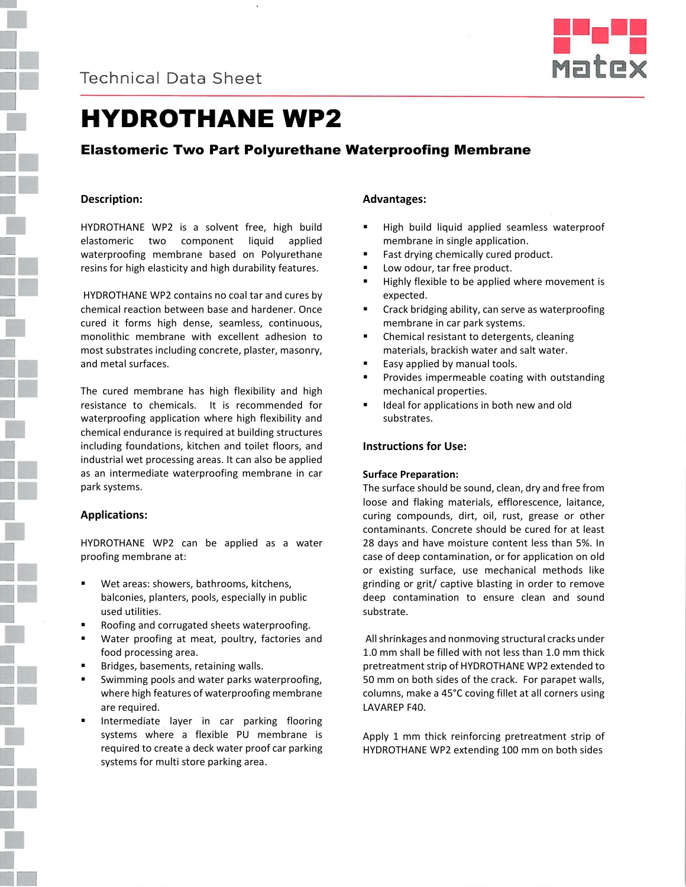Technical Data Sheet

# HYDROTHANE WP2

## Elastomeric Two Part Polyurethane Waterproofing Membrane

### Description:

HYDROTHANE WP2 is a solvent free, high build elastomeric two component liquid applied waterproofing membrane based on Polyurethane resins for high elasticity and high durability features.

HYDROTHANE WP2 contains no coal tar and cures by chemical reaction between base and hardener. Once cured it forms high dense, seamless, continuous, monolithic membrane with excellent adhesion to most substrates including concrete, plaster, masonry, and metal surfaces.

The cured membrane has high flexibility and high resistance to chemicals. It is recommended for waterproofing application where high flexibility and chemical endurance is required at building structures including foundations, kitchen and toilet floors, and industrial wet processing areas. It can also be applied as an intermediate waterproofing membrane in car park systems.

### Applications:

HYDROTHANE WP2 can be applied as a water proofing membrane at:

- Wet areas: showers, bathrooms, kitchens, balconies, planters, pools, especially in public used utilities.
- Roofing and corrugated sheets waterproofing.
- Water proofing at meat, poultry, factories and food processing area.
- Bridges, basements, retaining walls.
- Swimming pools and water parks waterproofing, where high features of waterproofing membrane are required.
- Intermediate layer in car parking flooring systems where a flexible PU membrane is required to create a deck water proof car parking systems for multi store parking area.

### Advantages:

- High build liquid applied seamless waterproof membrane in single application.
- Fast drying chemically cured product.
- Low odour, tar free product.
- Highly flexible to be applied where movement is expected.
- Crack bridging ability, can serve as waterproofing membrane in car park systems.
- Chemical resistant to detergents, cleaning materials, brackish water and salt water.
- Easy applied by manual tools.
- Provides impermeable coating with outstanding mechanical properties.
- Ideal for applications in both new and old substrates.

### Instructions for Use:

**Surface Preparation:**

The surface should be sound, clean, dry and free from loose and flaking materials, efflorescence, laitance, curing compounds, dirt, oil, rust, grease or other contaminants. Concrete should be cured for at least 28 days and have moisture content less than 5%. In case of deep contamination, or for application on old or existing surface, use mechanical methods like grinding or grit/ captive blasting in order to remove deep contamination to ensure clean and sound substrate.

All shrinkages and nonmoving structural cracks under 1.0 mm shall be filled with not less than 1.0 mm thick pretreatment strip of HYDROTHANE WP2 extended to 50 mm on both sides of the crack. For parapet walls, columns, make a 45°C coving fillet at all corners using LAVAREP F40.

Apply 1 mm thick reinforcing pretreatment strip of HYDROTHANE WP2 extending 100 mm on both sides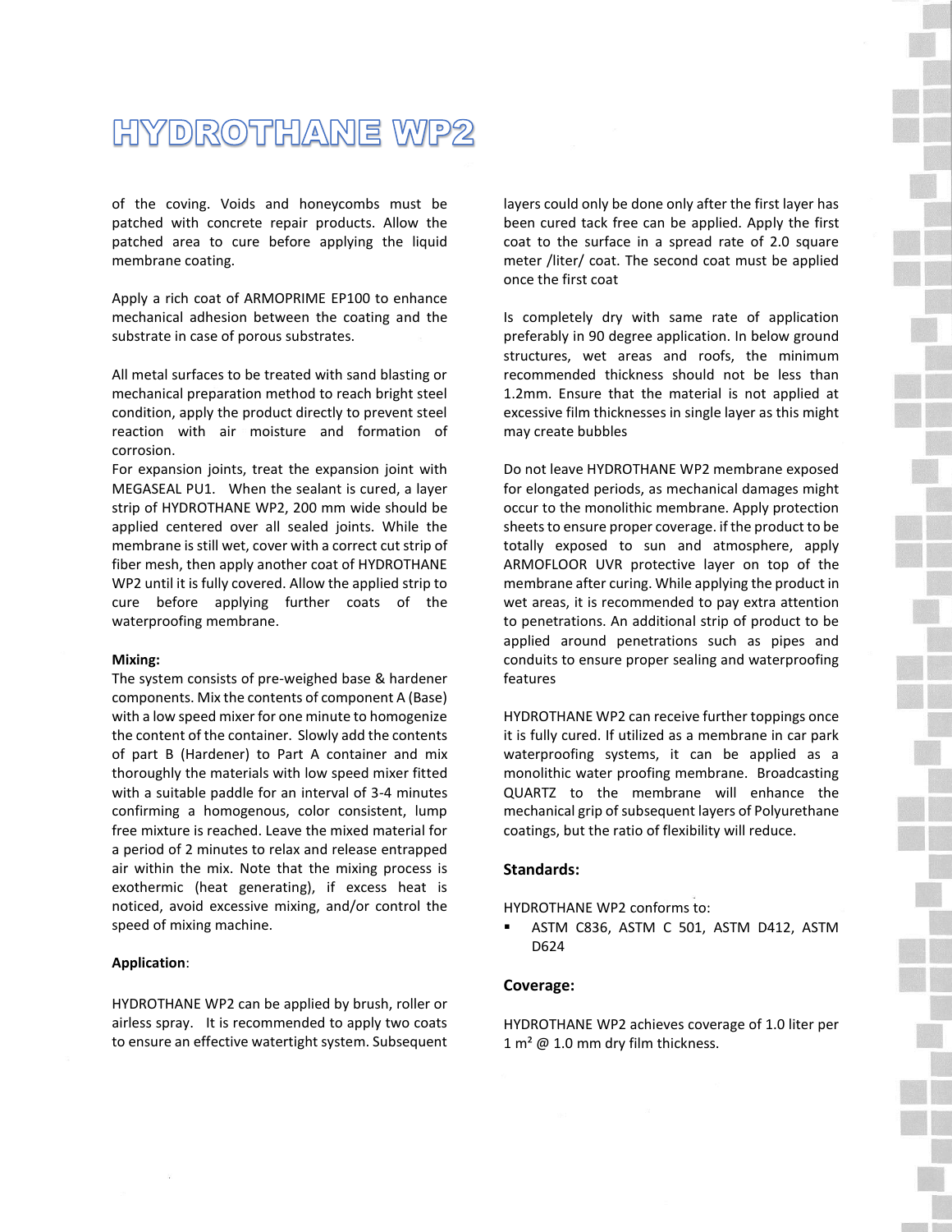# HYDROTHANE WP2

of the coving. Voids and honeycombs must be patched with concrete repair products. Allow the patched area to cure before applying the liquid membrane coating.

Apply a rich coat of ARMOPRIME EP100 to enhance mechanical adhesion between the coating and the substrate in case of porous substrates.

All metal surfaces to be treated with sand blasting or mechanical preparation method to reach bright steel condition, apply the product directly to prevent steel reaction with air moisture and formation of corrosion.
For expansion joints, treat the expansion joint with MEGASEAL PU1. When the sealant is cured, a layer strip of HYDROTHANE WP2, 200 mm wide should be applied centered over all sealed joints. While the membrane is still wet, cover with a correct cut strip of fiber mesh, then apply another coat of HYDROTHANE WP2 until it is fully covered. Allow the applied strip to cure before applying further coats of the waterproofing membrane.

**Mixing:**
The system consists of pre-weighed base & hardener components. Mix the contents of component A (Base) with a low speed mixer for one minute to homogenize the content of the container. Slowly add the contents of part B (Hardener) to Part A container and mix thoroughly the materials with low speed mixer fitted with a suitable paddle for an interval of 3-4 minutes confirming a homogenous, color consistent, lump free mixture is reached. Leave the mixed material for a period of 2 minutes to relax and release entrapped air within the mix. Note that the mixing process is exothermic (heat generating), if excess heat is noticed, avoid excessive mixing, and/or control the speed of mixing machine.

**Application**:

HYDROTHANE WP2 can be applied by brush, roller or airless spray. It is recommended to apply two coats to ensure an effective watertight system. Subsequent layers could only be done only after the first layer has been cured tack free can be applied. Apply the first coat to the surface in a spread rate of 2.0 square meter /liter/ coat. The second coat must be applied once the first coat

Is completely dry with same rate of application preferably in 90 degree application. In below ground structures, wet areas and roofs, the minimum recommended thickness should not be less than 1.2mm. Ensure that the material is not applied at excessive film thicknesses in single layer as this might may create bubbles

Do not leave HYDROTHANE WP2 membrane exposed for elongated periods, as mechanical damages might occur to the monolithic membrane. Apply protection sheets to ensure proper coverage. if the product to be totally exposed to sun and atmosphere, apply ARMOFLOOR UVR protective layer on top of the membrane after curing. While applying the product in wet areas, it is recommended to pay extra attention to penetrations. An additional strip of product to be applied around penetrations such as pipes and conduits to ensure proper sealing and waterproofing features

HYDROTHANE WP2 can receive further toppings once it is fully cured. If utilized as a membrane in car park waterproofing systems, it can be applied as a monolithic water proofing membrane. Broadcasting QUARTZ to the membrane will enhance the mechanical grip of subsequent layers of Polyurethane coatings, but the ratio of flexibility will reduce.

## Standards:

HYDROTHANE WP2 conforms to:

- ASTM C836, ASTM C 501, ASTM D412, ASTM D624

## Coverage:

HYDROTHANE WP2 achieves coverage of 1.0 liter per 1 m² @ 1.0 mm dry film thickness.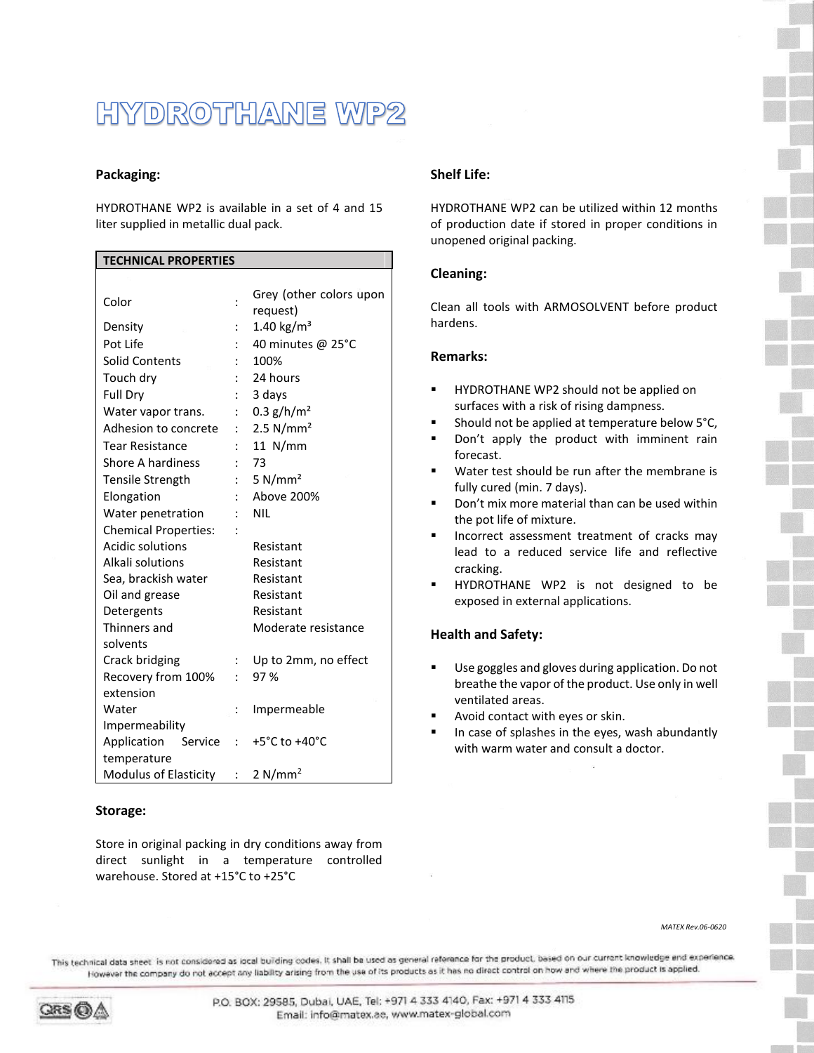# HYDROTHANE WP2

## Packaging:

HYDROTHANE WP2 is available in a set of 4 and 15 liter supplied in metallic dual pack.

| TECHNICAL PROPERTIES | | |
|---|---|---|
| Color | : | Grey (other colors upon request) |
| Density | : | 1.40 kg/m³ |
| Pot Life | : | 40 minutes @ 25°C |
| Solid Contents | : | 100% |
| Touch dry | : | 24 hours |
| Full Dry | : | 3 days |
| Water vapor trans. | : | 0.3 g/h/m² |
| Adhesion to concrete | : | 2.5 N/mm² |
| Tear Resistance | : | 11 N/mm |
| Shore A hardiness | : | 73 |
| Tensile Strength | : | 5 N/mm² |
| Elongation | : | Above 200% |
| Water penetration | : | NIL |
| Chemical Properties: | : | |
| Acidic solutions | | Resistant |
| Alkali solutions | | Resistant |
| Sea, brackish water | | Resistant |
| Oil and grease | | Resistant |
| Detergents | | Resistant |
| Thinners and solvents | | Moderate resistance |
| Crack bridging | : | Up to 2mm, no effect |
| Recovery from 100% extension | : | 97 % |
| Water Impermeability | : | Impermeable |
| Application Service temperature | : | +5°C to +40°C |
| Modulus of Elasticity | : | 2 N/mm² |

## Storage:

Store in original packing in dry conditions away from direct sunlight in a temperature controlled warehouse. Stored at +15°C to +25°C

## Shelf Life:

HYDROTHANE WP2 can be utilized within 12 months of production date if stored in proper conditions in unopened original packing.

## Cleaning:

Clean all tools with ARMOSOLVENT before product hardens.

## Remarks:

- HYDROTHANE WP2 should not be applied on surfaces with a risk of rising dampness.
- Should not be applied at temperature below 5°C,
- Don't apply the product with imminent rain forecast.
- Water test should be run after the membrane is fully cured (min. 7 days).
- Don't mix more material than can be used within the pot life of mixture.
- Incorrect assessment treatment of cracks may lead to a reduced service life and reflective cracking.
- HYDROTHANE WP2 is not designed to be exposed in external applications.

## Health and Safety:

- Use goggles and gloves during application. Do not breathe the vapor of the product. Use only in well ventilated areas.
- Avoid contact with eyes or skin.
- In case of splashes in the eyes, wash abundantly with warm water and consult a doctor.

*MATEX Rev.06-0620*

This technical data sheet is not considered as local building codes. It shall be used as general reference for the product, based on our current knowledge and experience. However the company do not accept any liability arising from the use of its products as it has no direct control on how and where the product is applied.

P.O. BOX: 29585, Dubai, UAE, Tel: +971 4 333 4140, Fax: +971 4 333 4115
Email: info@matex.ae, www.matex-global.com